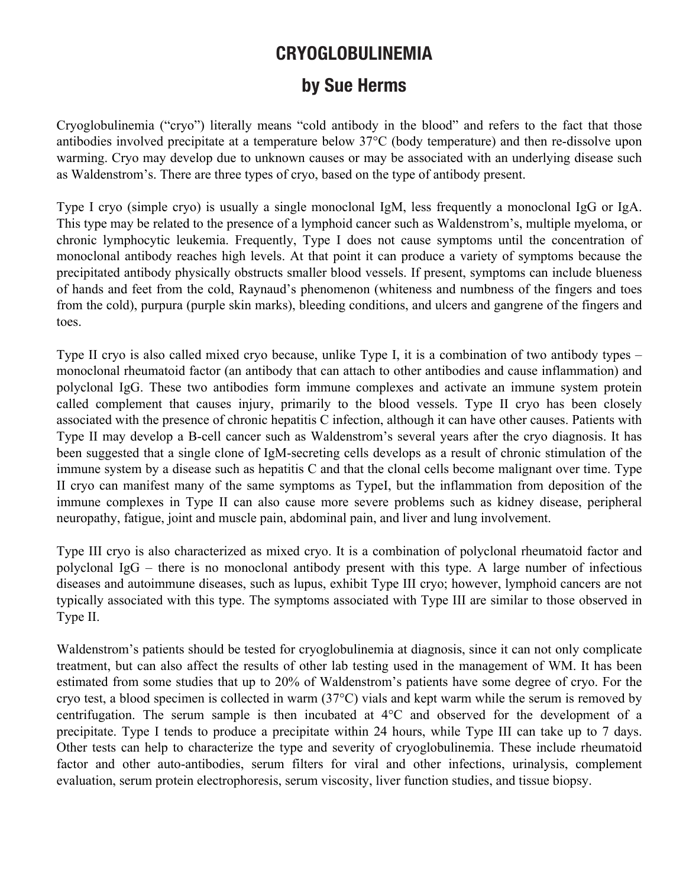# CRYOGLOBULINEMIA

## by Sue Herms

Cryoglobulinemia ("cryo") literally means "cold antibody in the blood" and refers to the fact that those antibodies involved precipitate at a temperature below 37°C (body temperature) and then re-dissolve upon warming. Cryo may develop due to unknown causes or may be associated with an underlying disease such as Waldenstrom's. There are three types of cryo, based on the type of antibody present.

Type I cryo (simple cryo) is usually a single monoclonal IgM, less frequently a monoclonal IgG or IgA. This type may be related to the presence of a lymphoid cancer such as Waldenstrom's, multiple myeloma, or chronic lymphocytic leukemia. Frequently, Type I does not cause symptoms until the concentration of monoclonal antibody reaches high levels. At that point it can produce a variety of symptoms because the precipitated antibody physically obstructs smaller blood vessels. If present, symptoms can include blueness of hands and feet from the cold, Raynaud's phenomenon (whiteness and numbness of the fingers and toes from the cold), purpura (purple skin marks), bleeding conditions, and ulcers and gangrene of the fingers and toes.

Type II cryo is also called mixed cryo because, unlike Type I, it is a combination of two antibody types – monoclonal rheumatoid factor (an antibody that can attach to other antibodies and cause inflammation) and polyclonal IgG. These two antibodies form immune complexes and activate an immune system protein called complement that causes injury, primarily to the blood vessels. Type II cryo has been closely associated with the presence of chronic hepatitis C infection, although it can have other causes. Patients with Type II may develop a B-cell cancer such as Waldenstrom's several years after the cryo diagnosis. It has been suggested that a single clone of IgM-secreting cells develops as a result of chronic stimulation of the immune system by a disease such as hepatitis C and that the clonal cells become malignant over time. Type II cryo can manifest many of the same symptoms as TypeI, but the inflammation from deposition of the immune complexes in Type II can also cause more severe problems such as kidney disease, peripheral neuropathy, fatigue, joint and muscle pain, abdominal pain, and liver and lung involvement.

Type III cryo is also characterized as mixed cryo. It is a combination of polyclonal rheumatoid factor and polyclonal IgG – there is no monoclonal antibody present with this type. A large number of infectious diseases and autoimmune diseases, such as lupus, exhibit Type III cryo; however, lymphoid cancers are not typically associated with this type. The symptoms associated with Type III are similar to those observed in Type II.

Waldenstrom's patients should be tested for cryoglobulinemia at diagnosis, since it can not only complicate treatment, but can also affect the results of other lab testing used in the management of WM. It has been estimated from some studies that up to 20% of Waldenstrom's patients have some degree of cryo. For the cryo test, a blood specimen is collected in warm (37°C) vials and kept warm while the serum is removed by centrifugation. The serum sample is then incubated at 4°C and observed for the development of a precipitate. Type I tends to produce a precipitate within 24 hours, while Type III can take up to 7 days. Other tests can help to characterize the type and severity of cryoglobulinemia. These include rheumatoid factor and other auto-antibodies, serum filters for viral and other infections, urinalysis, complement evaluation, serum protein electrophoresis, serum viscosity, liver function studies, and tissue biopsy.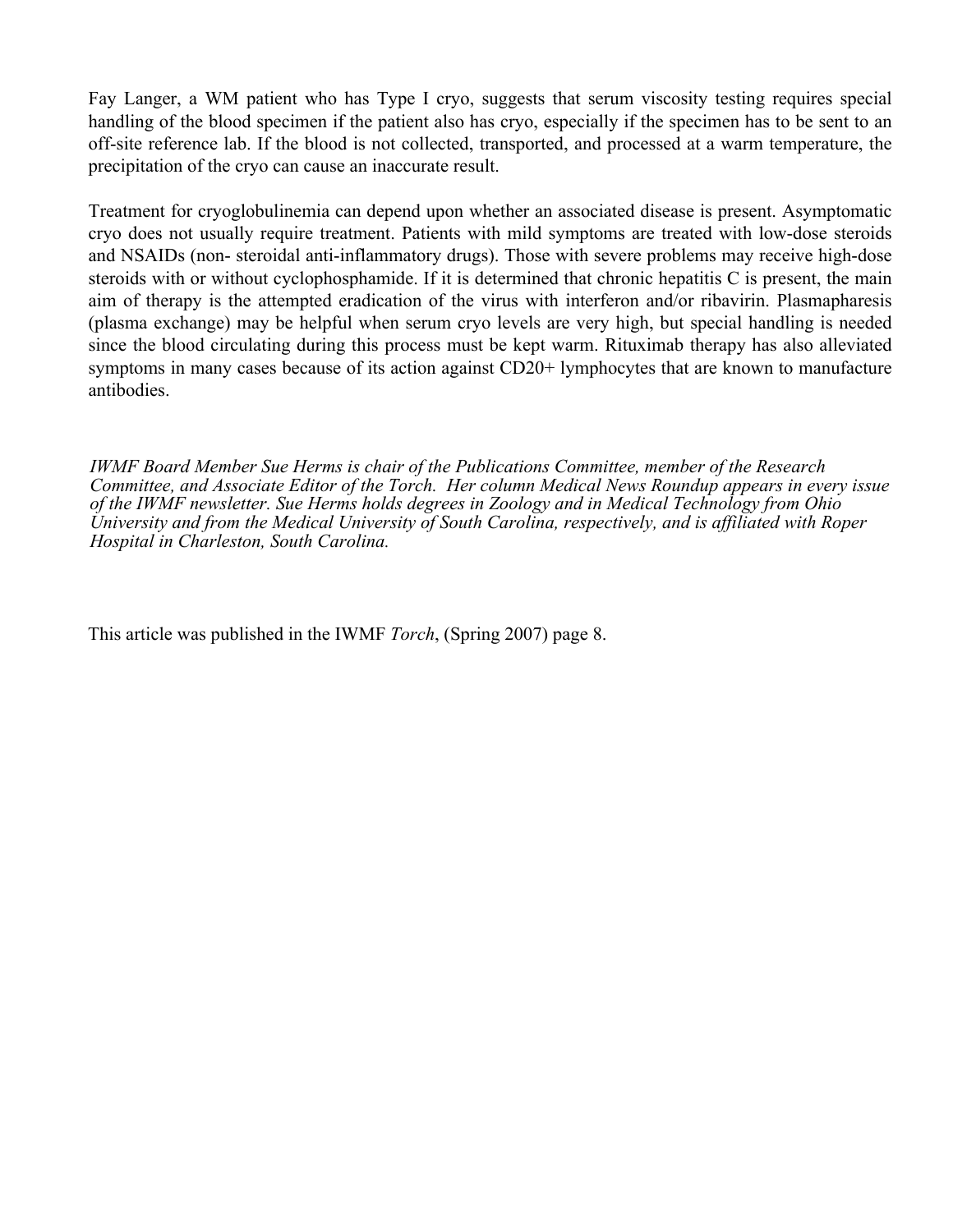Fay Langer, a WM patient who has Type I cryo, suggests that serum viscosity testing requires special handling of the blood specimen if the patient also has cryo, especially if the specimen has to be sent to an off-site reference lab. If the blood is not collected, transported, and processed at a warm temperature, the precipitation of the cryo can cause an inaccurate result.

Treatment for cryoglobulinemia can depend upon whether an associated disease is present. Asymptomatic cryo does not usually require treatment. Patients with mild symptoms are treated with low-dose steroids and NSAIDs (non- steroidal anti-inflammatory drugs). Those with severe problems may receive high-dose steroids with or without cyclophosphamide. If it is determined that chronic hepatitis C is present, the main aim of therapy is the attempted eradication of the virus with interferon and/or ribavirin. Plasmapharesis (plasma exchange) may be helpful when serum cryo levels are very high, but special handling is needed since the blood circulating during this process must be kept warm. Rituximab therapy has also alleviated symptoms in many cases because of its action against CD20+ lymphocytes that are known to manufacture antibodies.

*IWMF Board Member Sue Herms is chair of the Publications Committee, member of the Research Committee, and Associate Editor of the Torch. Her column Medical News Roundup appears in every issue of the IWMF newsletter. Sue Herms holds degrees in Zoology and in Medical Technology from Ohio University and from the Medical University of South Carolina, respectively, and is affiliated with Roper Hospital in Charleston, South Carolina.*

This article was published in the IWMF *Torch*, (Spring 2007) page 8.